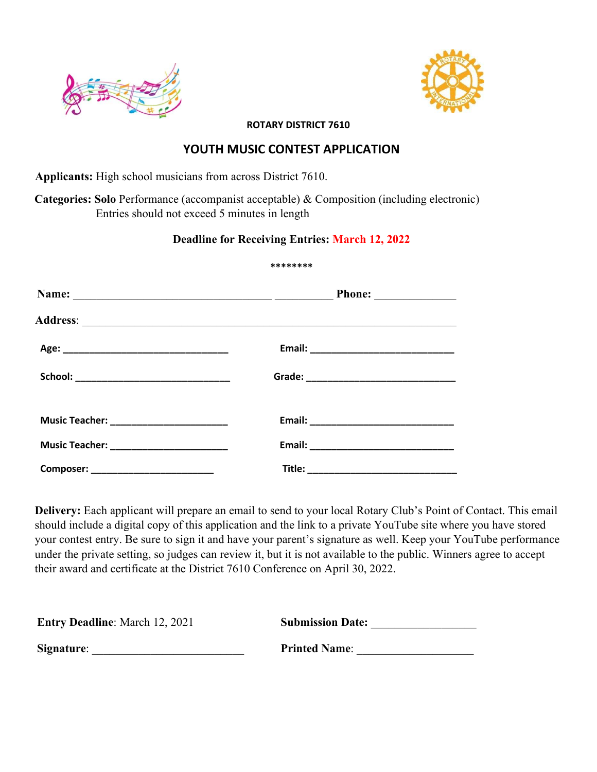**ROTARY DISTRICT 7610**

## YOUTH MUSIC CONTEST APPLICATION

**Applicants:** High school musicians from across District 7610.

**Categories: Solo** Performance (accompanist acceptable) & Composition (including electronic)
Entries should not exceed 5 minutes in length

**Deadline for Receiving Entries: March 12, 2022**

********

**Name:** ___________________________________ __________ **Phone:** ______________

**Address**: _________________________________________________________________

**Age:** ______________________________ **Email:** __________________________

**School:** ____________________________ **Grade:** ___________________________

**Music Teacher:** _____________________ **Email:** __________________________

**Music Teacher:** _____________________ **Email:** __________________________

**Composer:** ______________________ **Title:** ___________________________

**Delivery:** Each applicant will prepare an email to send to your local Rotary Club's Point of Contact. This email should include a digital copy of this application and the link to a private YouTube site where you have stored your contest entry. Be sure to sign it and have your parent's signature as well. Keep your YouTube performance under the private setting, so judges can review it, but it is not available to the public. Winners agree to accept their award and certificate at the District 7610 Conference on April 30, 2022.

**Entry Deadline**: March 12, 2021 **Submission Date:** __________________

**Signature**: __________________________ **Printed Name**: ____________________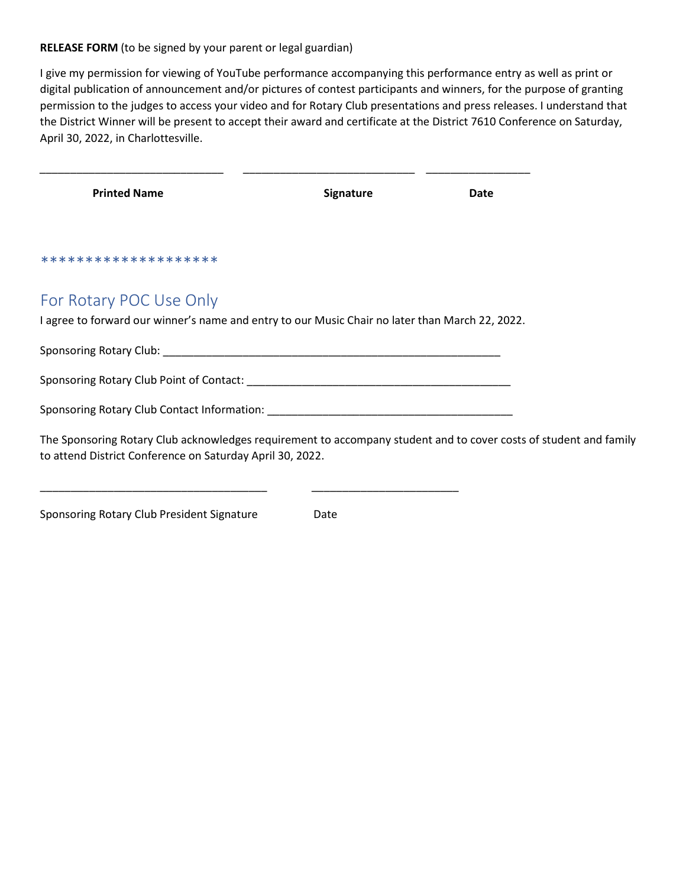**RELEASE FORM** (to be signed by your parent or legal guardian)

I give my permission for viewing of YouTube performance accompanying this performance entry as well as print or digital publication of announcement and/or pictures of contest participants and winners, for the purpose of granting permission to the judges to access your video and for Rotary Club presentations and press releases. I understand that the District Winner will be present to accept their award and certificate at the District 7610 Conference on Saturday, April 30, 2022, in Charlottesville.

_______________________________ _____________________________ _________________

**Printed Name** **Signature** **Date**

*******************

## For Rotary POC Use Only

I agree to forward our winner's name and entry to our Music Chair no later than March 22, 2022.

Sponsoring Rotary Club: _________________________________________________________

Sponsoring Rotary Club Point of Contact: _____________________________________________

Sponsoring Rotary Club Contact Information: __________________________________________

The Sponsoring Rotary Club acknowledges requirement to accompany student and to cover costs of student and family to attend District Conference on Saturday April 30, 2022.

_____________________________________ ________________________

Sponsoring Rotary Club President Signature Date